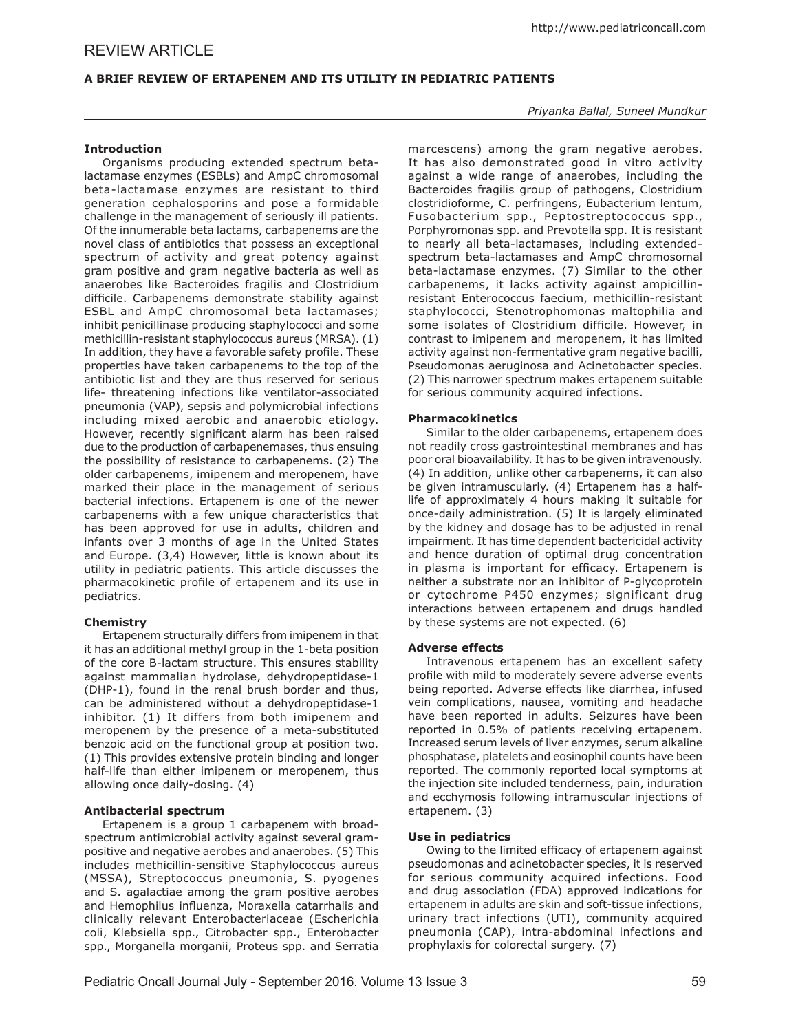# REVIEW ARTICLE

## A BRIEF REVIEW OF ERTAPENEM AND ITS UTILITY IN PEDIATRIC PATIENTS

*Priyanka Ballal, Suneel Mundkur*

### Introduction

Organisms producing extended spectrum beta-lactamase enzymes (ESBLs) and AmpC chromosomal beta-lactamase enzymes are resistant to third generation cephalosporins and pose a formidable challenge in the management of seriously ill patients. Of the innumerable beta lactams, carbapenems are the novel class of antibiotics that possess an exceptional spectrum of activity and great potency against gram positive and gram negative bacteria as well as anaerobes like Bacteroides fragilis and Clostridium difficile. Carbapenems demonstrate stability against ESBL and AmpC chromosomal beta lactamases; inhibit penicillinase producing staphylococci and some methicillin-resistant staphylococcus aureus (MRSA). (1) In addition, they have a favorable safety profile. These properties have taken carbapenems to the top of the antibiotic list and they are thus reserved for serious life- threatening infections like ventilator-associated pneumonia (VAP), sepsis and polymicrobial infections including mixed aerobic and anaerobic etiology. However, recently significant alarm has been raised due to the production of carbapenemases, thus ensuing the possibility of resistance to carbapenems. (2) The older carbapenems, imipenem and meropenem, have marked their place in the management of serious bacterial infections. Ertapenem is one of the newer carbapenems with a few unique characteristics that has been approved for use in adults, children and infants over 3 months of age in the United States and Europe. (3,4) However, little is known about its utility in pediatric patients. This article discusses the pharmacokinetic profile of ertapenem and its use in pediatrics.

### Chemistry

Ertapenem structurally differs from imipenem in that it has an additional methyl group in the 1-beta position of the core B-lactam structure. This ensures stability against mammalian hydrolase, dehydropeptidase-1 (DHP-1), found in the renal brush border and thus, can be administered without a dehydropeptidase-1 inhibitor. (1) It differs from both imipenem and meropenem by the presence of a meta-substituted benzoic acid on the functional group at position two. (1) This provides extensive protein binding and longer half-life than either imipenem or meropenem, thus allowing once daily-dosing. (4)

### Antibacterial spectrum

Ertapenem is a group 1 carbapenem with broad-spectrum antimicrobial activity against several gram-positive and negative aerobes and anaerobes. (5) This includes methicillin-sensitive Staphylococcus aureus (MSSA), Streptococcus pneumonia, S. pyogenes and S. agalactiae among the gram positive aerobes and Hemophilus influenza, Moraxella catarrhalis and clinically relevant Enterobacteriaceae (Escherichia coli, Klebsiella spp., Citrobacter spp., Enterobacter spp., Morganella morganii, Proteus spp. and Serratia marcescens) among the gram negative aerobes. It has also demonstrated good in vitro activity against a wide range of anaerobes, including the Bacteroides fragilis group of pathogens, Clostridium clostridioforme, C. perfringens, Eubacterium lentum, Fusobacterium spp., Peptostreptococcus spp., Porphyromonas spp. and Prevotella spp. It is resistant to nearly all beta-lactamases, including extended-spectrum beta-lactamases and AmpC chromosomal beta-lactamase enzymes. (7) Similar to the other carbapenems, it lacks activity against ampicillin-resistant Enterococcus faecium, methicillin-resistant staphylococci, Stenotrophomonas maltophilia and some isolates of Clostridium difficile. However, in contrast to imipenem and meropenem, it has limited activity against non-fermentative gram negative bacilli, Pseudomonas aeruginosa and Acinetobacter species. (2) This narrower spectrum makes ertapenem suitable for serious community acquired infections.

### Pharmacokinetics

Similar to the older carbapenems, ertapenem does not readily cross gastrointestinal membranes and has poor oral bioavailability. It has to be given intravenously. (4) In addition, unlike other carbapenems, it can also be given intramuscularly. (4) Ertapenem has a half-life of approximately 4 hours making it suitable for once-daily administration. (5) It is largely eliminated by the kidney and dosage has to be adjusted in renal impairment. It has time dependent bactericidal activity and hence duration of optimal drug concentration in plasma is important for efficacy. Ertapenem is neither a substrate nor an inhibitor of P-glycoprotein or cytochrome P450 enzymes; significant drug interactions between ertapenem and drugs handled by these systems are not expected. (6)

### Adverse effects

Intravenous ertapenem has an excellent safety profile with mild to moderately severe adverse events being reported. Adverse effects like diarrhea, infused vein complications, nausea, vomiting and headache have been reported in adults. Seizures have been reported in 0.5% of patients receiving ertapenem. Increased serum levels of liver enzymes, serum alkaline phosphatase, platelets and eosinophil counts have been reported. The commonly reported local symptoms at the injection site included tenderness, pain, induration and ecchymosis following intramuscular injections of ertapenem. (3)

### Use in pediatrics

Owing to the limited efficacy of ertapenem against pseudomonas and acinetobacter species, it is reserved for serious community acquired infections. Food and drug association (FDA) approved indications for ertapenem in adults are skin and soft-tissue infections, urinary tract infections (UTI), community acquired pneumonia (CAP), intra-abdominal infections and prophylaxis for colorectal surgery. (7)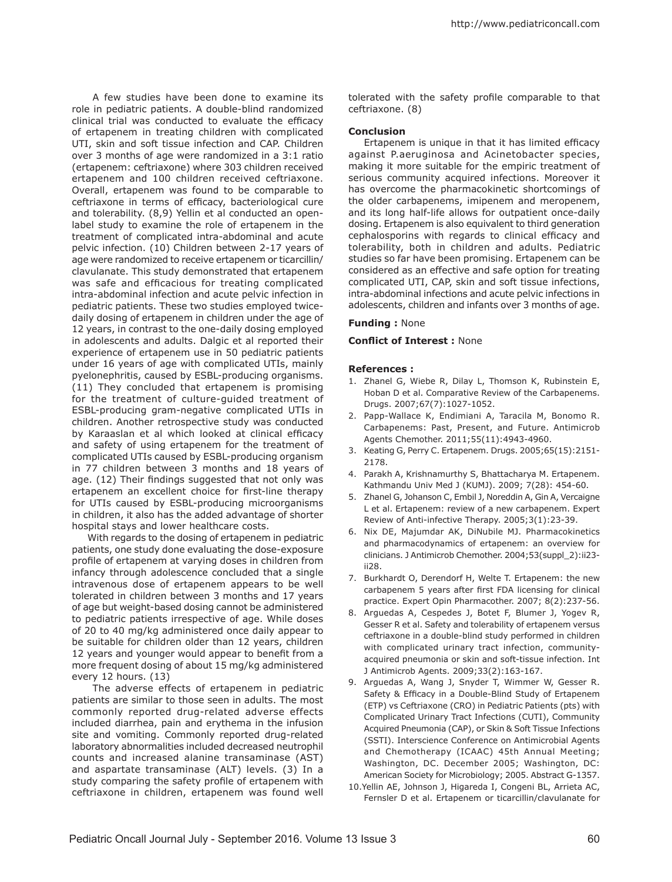A few studies have been done to examine its role in pediatric patients. A double-blind randomized clinical trial was conducted to evaluate the efficacy of ertapenem in treating children with complicated UTI, skin and soft tissue infection and CAP. Children over 3 months of age were randomized in a 3:1 ratio (ertapenem: ceftriaxone) where 303 children received ertapenem and 100 children received ceftriaxone. Overall, ertapenem was found to be comparable to ceftriaxone in terms of efficacy, bacteriological cure and tolerability. (8,9) Yellin et al conducted an open-label study to examine the role of ertapenem in the treatment of complicated intra-abdominal and acute pelvic infection. (10) Children between 2-17 years of age were randomized to receive ertapenem or ticarcillin/clavulanate. This study demonstrated that ertapenem was safe and efficacious for treating complicated intra-abdominal infection and acute pelvic infection in pediatric patients. These two studies employed twice-daily dosing of ertapenem in children under the age of 12 years, in contrast to the one-daily dosing employed in adolescents and adults. Dalgic et al reported their experience of ertapenem use in 50 pediatric patients under 16 years of age with complicated UTIs, mainly pyelonephritis, caused by ESBL-producing organisms. (11) They concluded that ertapenem is promising for the treatment of culture-guided treatment of ESBL-producing gram-negative complicated UTIs in children. Another retrospective study was conducted by Karaaslan et al which looked at clinical efficacy and safety of using ertapenem for the treatment of complicated UTIs caused by ESBL-producing organism in 77 children between 3 months and 18 years of age. (12) Their findings suggested that not only was ertapenem an excellent choice for first-line therapy for UTIs caused by ESBL-producing microorganisms in children, it also has the added advantage of shorter hospital stays and lower healthcare costs.

With regards to the dosing of ertapenem in pediatric patients, one study done evaluating the dose-exposure profile of ertapenem at varying doses in children from infancy through adolescence concluded that a single intravenous dose of ertapenem appears to be well tolerated in children between 3 months and 17 years of age but weight-based dosing cannot be administered to pediatric patients irrespective of age. While doses of 20 to 40 mg/kg administered once daily appear to be suitable for children older than 12 years, children 12 years and younger would appear to benefit from a more frequent dosing of about 15 mg/kg administered every 12 hours. (13)

The adverse effects of ertapenem in pediatric patients are similar to those seen in adults. The most commonly reported drug-related adverse effects included diarrhea, pain and erythema in the infusion site and vomiting. Commonly reported drug-related laboratory abnormalities included decreased neutrophil counts and increased alanine transaminase (AST) and aspartate transaminase (ALT) levels. (3) In a study comparing the safety profile of ertapenem with ceftriaxone in children, ertapenem was found well tolerated with the safety profile comparable to that ceftriaxone. (8)

**Conclusion**

Ertapenem is unique in that it has limited efficacy against P.aeruginosa and Acinetobacter species, making it more suitable for the empiric treatment of serious community acquired infections. Moreover it has overcome the pharmacokinetic shortcomings of the older carbapenems, imipenem and meropenem, and its long half-life allows for outpatient once-daily dosing. Ertapenem is also equivalent to third generation cephalosporins with regards to clinical efficacy and tolerability, both in children and adults. Pediatric studies so far have been promising. Ertapenem can be considered as an effective and safe option for treating complicated UTI, CAP, skin and soft tissue infections, intra-abdominal infections and acute pelvic infections in adolescents, children and infants over 3 months of age.

**Funding :** None

**Conflict of Interest :** None

**References :**

1. Zhanel G, Wiebe R, Dilay L, Thomson K, Rubinstein E, Hoban D et al. Comparative Review of the Carbapenems. Drugs. 2007;67(7):1027-1052.
2. Papp-Wallace K, Endimiani A, Taracila M, Bonomo R. Carbapenems: Past, Present, and Future. Antimicrob Agents Chemother. 2011;55(11):4943-4960.
3. Keating G, Perry C. Ertapenem. Drugs. 2005;65(15):2151-2178.
4. Parakh A, Krishnamurthy S, Bhattacharya M. Ertapenem. Kathmandu Univ Med J (KUMJ). 2009; 7(28): 454-60.
5. Zhanel G, Johanson C, Embil J, Noreddin A, Gin A, Vercaigne L et al. Ertapenem: review of a new carbapenem. Expert Review of Anti-infective Therapy. 2005;3(1):23-39.
6. Nix DE, Majumdar AK, DiNubile MJ. Pharmacokinetics and pharmacodynamics of ertapenem: an overview for clinicians. J Antimicrob Chemother. 2004;53(suppl_2):ii23-ii28.
7. Burkhardt O, Derendorf H, Welte T. Ertapenem: the new carbapenem 5 years after first FDA licensing for clinical practice. Expert Opin Pharmacother. 2007; 8(2):237-56.
8. Arguedas A, Cespedes J, Botet F, Blumer J, Yogev R, Gesser R et al. Safety and tolerability of ertapenem versus ceftriaxone in a double-blind study performed in children with complicated urinary tract infection, community-acquired pneumonia or skin and soft-tissue infection. Int J Antimicrob Agents. 2009;33(2):163-167.
9. Arguedas A, Wang J, Snyder T, Wimmer W, Gesser R. Safety & Efficacy in a Double-Blind Study of Ertapenem (ETP) vs Ceftriaxone (CRO) in Pediatric Patients (pts) with Complicated Urinary Tract Infections (CUTI), Community Acquired Pneumonia (CAP), or Skin & Soft Tissue Infections (SSTI). Interscience Conference on Antimicrobial Agents and Chemotherapy (ICAAC) 45th Annual Meeting; Washington, DC. December 2005; Washington, DC: American Society for Microbiology; 2005. Abstract G-1357.
10. Yellin AE, Johnson J, Higareda I, Congeni BL, Arrieta AC, Fernsler D et al. Ertapenem or ticarcillin/clavulanate for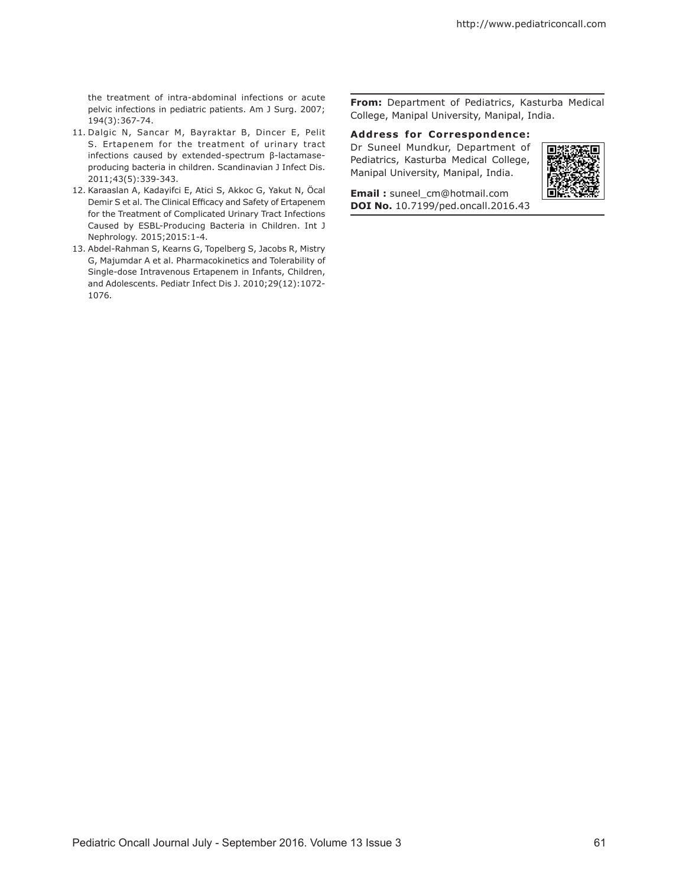the treatment of intra-abdominal infections or acute pelvic infections in pediatric patients. Am J Surg. 2007; 194(3):367-74.

11. Dalgic N, Sancar M, Bayraktar B, Dincer E, Pelit S. Ertapenem for the treatment of urinary tract infections caused by extended-spectrum β-lactamase-producing bacteria in children. Scandinavian J Infect Dis. 2011;43(5):339-343.
12. Karaaslan A, Kadayifci E, Atici S, Akkoc G, Yakut N, Öcal Demir S et al. The Clinical Efficacy and Safety of Ertapenem for the Treatment of Complicated Urinary Tract Infections Caused by ESBL-Producing Bacteria in Children. Int J Nephrology. 2015;2015:1-4.
13. Abdel-Rahman S, Kearns G, Topelberg S, Jacobs R, Mistry G, Majumdar A et al. Pharmacokinetics and Tolerability of Single-dose Intravenous Ertapenem in Infants, Children, and Adolescents. Pediatr Infect Dis J. 2010;29(12):1072-1076.

**From:** Department of Pediatrics, Kasturba Medical College, Manipal University, Manipal, India.

**Address for Correspondence:**
Dr Suneel Mundkur, Department of Pediatrics, Kasturba Medical College, Manipal University, Manipal, India.

**Email :** suneel_cm@hotmail.com
**DOI No.** 10.7199/ped.oncall.2016.43